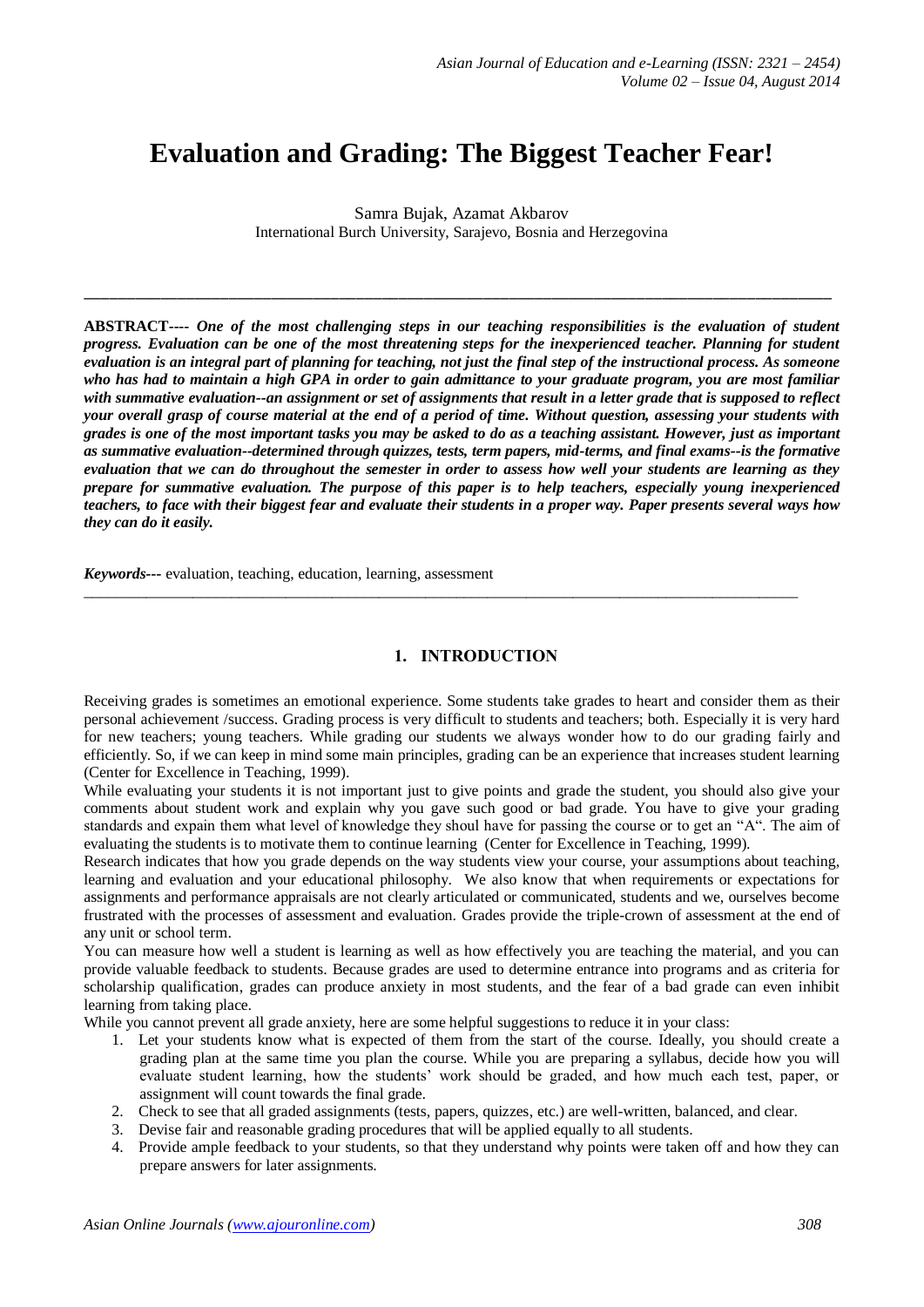# Evaluation and Grading: The Biggest Teacher Fear!

Samra Bujak, Azamat Akbarov
International Burch University, Sarajevo, Bosnia and Herzegovina

---

**ABSTRACT----** ***One of the most challenging steps in our teaching responsibilities is the evaluation of student progress. Evaluation can be one of the most threatening steps for the inexperienced teacher. Planning for student evaluation is an integral part of planning for teaching, not just the final step of the instructional process. As someone who has had to maintain a high GPA in order to gain admittance to your graduate program, you are most familiar with summative evaluation--an assignment or set of assignments that result in a letter grade that is supposed to reflect your overall grasp of course material at the end of a period of time. Without question, assessing your students with grades is one of the most important tasks you may be asked to do as a teaching assistant. However, just as important as summative evaluation--determined through quizzes, tests, term papers, mid-terms, and final exams--is the formative evaluation that we can do throughout the semester in order to assess how well your students are learning as they prepare for summative evaluation. The purpose of this paper is to help teachers, especially young inexperienced teachers, to face with their biggest fear and evaluate their students in a proper way. Paper presents several ways how they can do it easily.***

***Keywords---*** evaluation, teaching, education, learning, assessment

---

## 1. INTRODUCTION

Receiving grades is sometimes an emotional experience. Some students take grades to heart and consider them as their personal achievement /success. Grading process is very difficult to students and teachers; both. Especially it is very hard for new teachers; young teachers. While grading our students we always wonder how to do our grading fairly and efficiently. So, if we can keep in mind some main principles, grading can be an experience that increases student learning (Center for Excellence in Teaching, 1999).

While evaluating your students it is not important just to give points and grade the student, you should also give your comments about student work and explain why you gave such good or bad grade. You have to give your grading standards and expain them what level of knowledge they shoul have for passing the course or to get an "A". The aim of evaluating the students is to motivate them to continue learning (Center for Excellence in Teaching, 1999).

Research indicates that how you grade depends on the way students view your course, your assumptions about teaching, learning and evaluation and your educational philosophy. We also know that when requirements or expectations for assignments and performance appraisals are not clearly articulated or communicated, students and we, ourselves become frustrated with the processes of assessment and evaluation. Grades provide the triple-crown of assessment at the end of any unit or school term.

You can measure how well a student is learning as well as how effectively you are teaching the material, and you can provide valuable feedback to students. Because grades are used to determine entrance into programs and as criteria for scholarship qualification, grades can produce anxiety in most students, and the fear of a bad grade can even inhibit learning from taking place.

While you cannot prevent all grade anxiety, here are some helpful suggestions to reduce it in your class:

1. Let your students know what is expected of them from the start of the course. Ideally, you should create a grading plan at the same time you plan the course. While you are preparing a syllabus, decide how you will evaluate student learning, how the students' work should be graded, and how much each test, paper, or assignment will count towards the final grade.
2. Check to see that all graded assignments (tests, papers, quizzes, etc.) are well-written, balanced, and clear.
3. Devise fair and reasonable grading procedures that will be applied equally to all students.
4. Provide ample feedback to your students, so that they understand why points were taken off and how they can prepare answers for later assignments.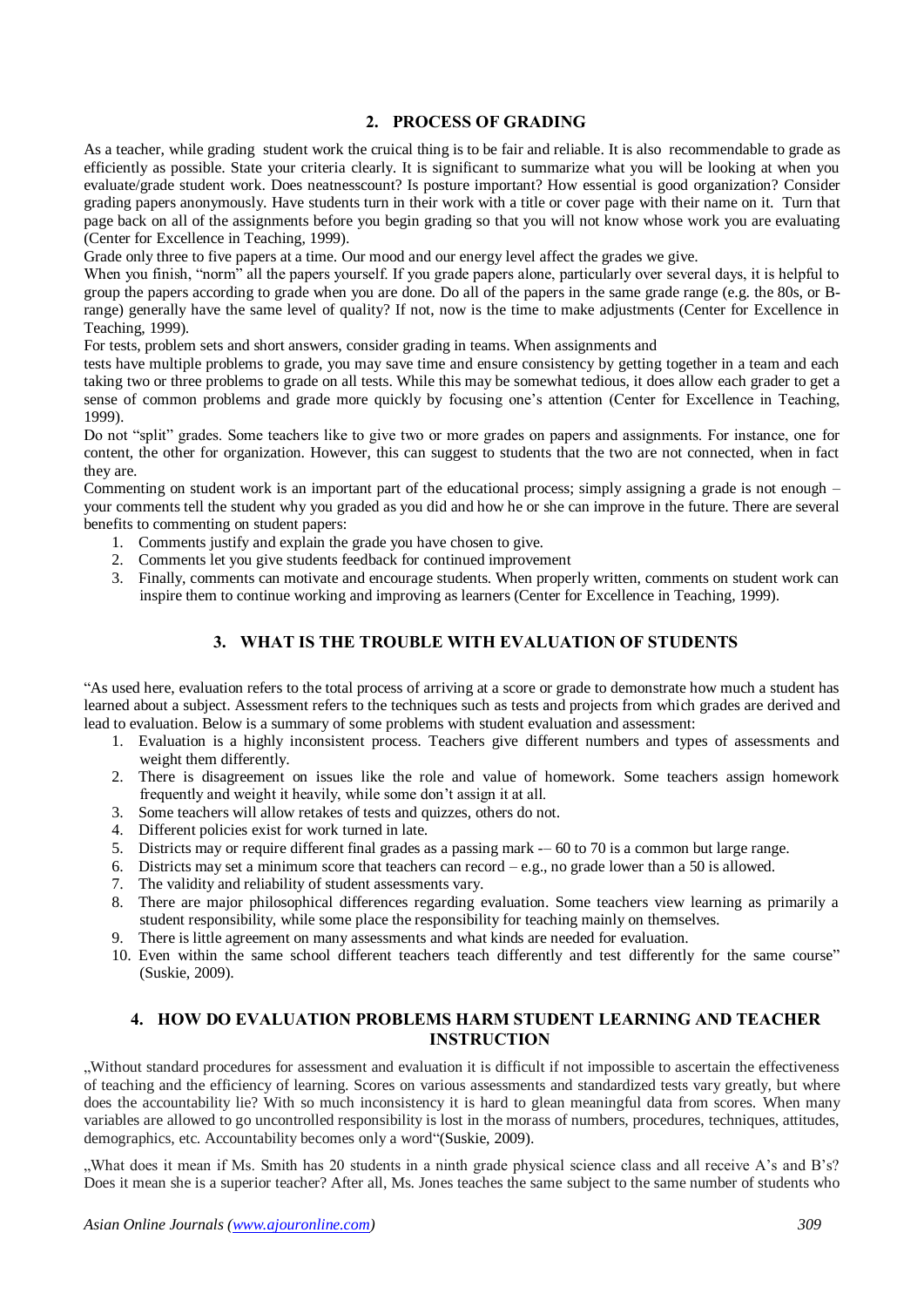## 2. PROCESS OF GRADING

As a teacher, while grading student work the cruical thing is to be fair and reliable. It is also recommendable to grade as efficiently as possible. State your criteria clearly. It is significant to summarize what you will be looking at when you evaluate/grade student work. Does neatnesscount? Is posture important? How essential is good organization? Consider grading papers anonymously. Have students turn in their work with a title or cover page with their name on it. Turn that page back on all of the assignments before you begin grading so that you will not know whose work you are evaluating (Center for Excellence in Teaching, 1999).

Grade only three to five papers at a time. Our mood and our energy level affect the grades we give.

When you finish, "norm" all the papers yourself. If you grade papers alone, particularly over several days, it is helpful to group the papers according to grade when you are done. Do all of the papers in the same grade range (e.g. the 80s, or B-range) generally have the same level of quality? If not, now is the time to make adjustments (Center for Excellence in Teaching, 1999).

For tests, problem sets and short answers, consider grading in teams. When assignments and tests have multiple problems to grade, you may save time and ensure consistency by getting together in a team and each taking two or three problems to grade on all tests. While this may be somewhat tedious, it does allow each grader to get a sense of common problems and grade more quickly by focusing one's attention (Center for Excellence in Teaching, 1999).

Do not "split" grades. Some teachers like to give two or more grades on papers and assignments. For instance, one for content, the other for organization. However, this can suggest to students that the two are not connected, when in fact they are.

Commenting on student work is an important part of the educational process; simply assigning a grade is not enough – your comments tell the student why you graded as you did and how he or she can improve in the future. There are several benefits to commenting on student papers:

1. Comments justify and explain the grade you have chosen to give.
2. Comments let you give students feedback for continued improvement
3. Finally, comments can motivate and encourage students. When properly written, comments on student work can inspire them to continue working and improving as learners (Center for Excellence in Teaching, 1999).

## 3. WHAT IS THE TROUBLE WITH EVALUATION OF STUDENTS

"As used here, evaluation refers to the total process of arriving at a score or grade to demonstrate how much a student has learned about a subject. Assessment refers to the techniques such as tests and projects from which grades are derived and lead to evaluation. Below is a summary of some problems with student evaluation and assessment:

1. Evaluation is a highly inconsistent process. Teachers give different numbers and types of assessments and weight them differently.
2. There is disagreement on issues like the role and value of homework. Some teachers assign homework frequently and weight it heavily, while some don't assign it at all.
3. Some teachers will allow retakes of tests and quizzes, others do not.
4. Different policies exist for work turned in late.
5. Districts may or require different final grades as a passing mark -– 60 to 70 is a common but large range.
6. Districts may set a minimum score that teachers can record – e.g., no grade lower than a 50 is allowed.
7. The validity and reliability of student assessments vary.
8. There are major philosophical differences regarding evaluation. Some teachers view learning as primarily a student responsibility, while some place the responsibility for teaching mainly on themselves.
9. There is little agreement on many assessments and what kinds are needed for evaluation.
10. Even within the same school different teachers teach differently and test differently for the same course" (Suskie, 2009).

## 4. HOW DO EVALUATION PROBLEMS HARM STUDENT LEARNING AND TEACHER INSTRUCTION

„Without standard procedures for assessment and evaluation it is difficult if not impossible to ascertain the effectiveness of teaching and the efficiency of learning. Scores on various assessments and standardized tests vary greatly, but where does the accountability lie? With so much inconsistency it is hard to glean meaningful data from scores. When many variables are allowed to go uncontrolled responsibility is lost in the morass of numbers, procedures, techniques, attitudes, demographics, etc. Accountability becomes only a word"(Suskie, 2009).

„What does it mean if Ms. Smith has 20 students in a ninth grade physical science class and all receive A's and B's? Does it mean she is a superior teacher? After all, Ms. Jones teaches the same subject to the same number of students who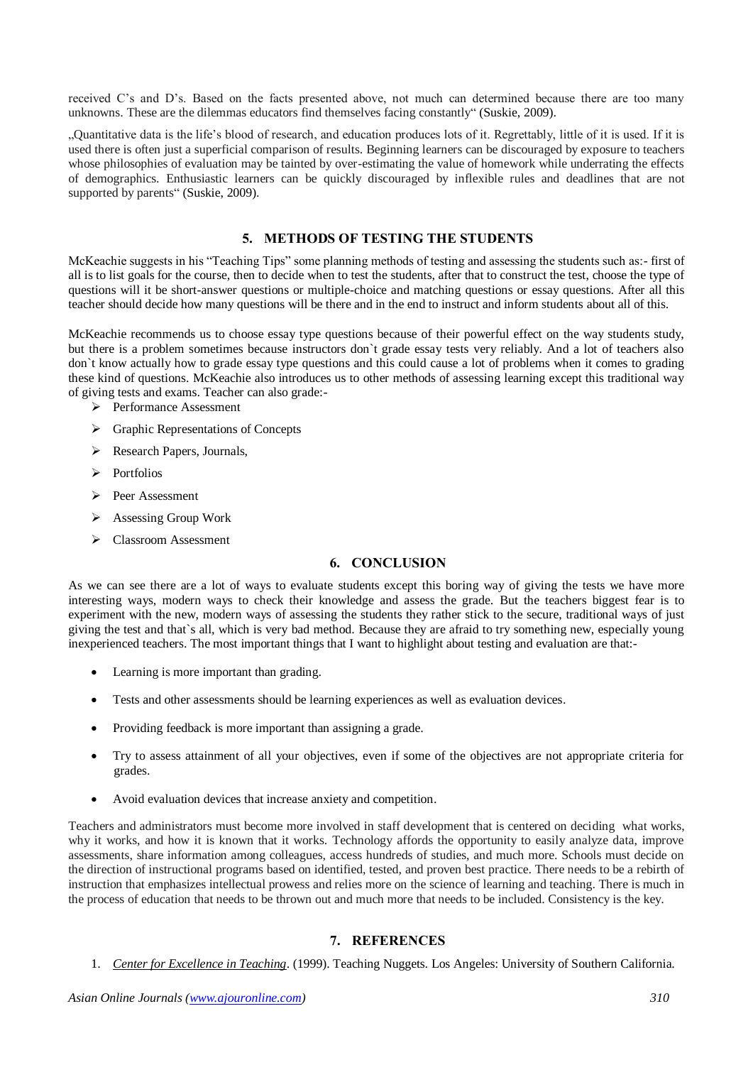received C's and D's. Based on the facts presented above, not much can determined because there are too many unknowns. These are the dilemmas educators find themselves facing constantly" (Suskie, 2009).

„Quantitative data is the life's blood of research, and education produces lots of it. Regrettably, little of it is used. If it is used there is often just a superficial comparison of results. Beginning learners can be discouraged by exposure to teachers whose philosophies of evaluation may be tainted by over-estimating the value of homework while underrating the effects of demographics. Enthusiastic learners can be quickly discouraged by inflexible rules and deadlines that are not supported by parents" (Suskie, 2009).

## 5. METHODS OF TESTING THE STUDENTS

McKeachie suggests in his "Teaching Tips" some planning methods of testing and assessing the students such as:- first of all is to list goals for the course, then to decide when to test the students, after that to construct the test, choose the type of questions will it be short-answer questions or multiple-choice and matching questions or essay questions. After all this teacher should decide how many questions will be there and in the end to instruct and inform students about all of this.

McKeachie recommends us to choose essay type questions because of their powerful effect on the way students study, but there is a problem sometimes because instructors don`t grade essay tests very reliably. And a lot of teachers also don`t know actually how to grade essay type questions and this could cause a lot of problems when it comes to grading these kind of questions. McKeachie also introduces us to other methods of assessing learning except this traditional way of giving tests and exams. Teacher can also grade:-

- Performance Assessment
- Graphic Representations of Concepts
- Research Papers, Journals,
- Portfolios
- Peer Assessment
- Assessing Group Work
- Classroom Assessment

## 6. CONCLUSION

As we can see there are a lot of ways to evaluate students except this boring way of giving the tests we have more interesting ways, modern ways to check their knowledge and assess the grade. But the teachers biggest fear is to experiment with the new, modern ways of assessing the students they rather stick to the secure, traditional ways of just giving the test and that`s all, which is very bad method. Because they are afraid to try something new, especially young inexperienced teachers. The most important things that I want to highlight about testing and evaluation are that:-

- Learning is more important than grading.
- Tests and other assessments should be learning experiences as well as evaluation devices.
- Providing feedback is more important than assigning a grade.
- Try to assess attainment of all your objectives, even if some of the objectives are not appropriate criteria for grades.
- Avoid evaluation devices that increase anxiety and competition.

Teachers and administrators must become more involved in staff development that is centered on deciding what works, why it works, and how it is known that it works. Technology affords the opportunity to easily analyze data, improve assessments, share information among colleagues, access hundreds of studies, and much more. Schools must decide on the direction of instructional programs based on identified, tested, and proven best practice. There needs to be a rebirth of instruction that emphasizes intellectual prowess and relies more on the science of learning and teaching. There is much in the process of education that needs to be thrown out and much more that needs to be included. Consistency is the key.

## 7. REFERENCES

1. *Center for Excellence in Teaching*. (1999). Teaching Nuggets. Los Angeles: University of Southern California.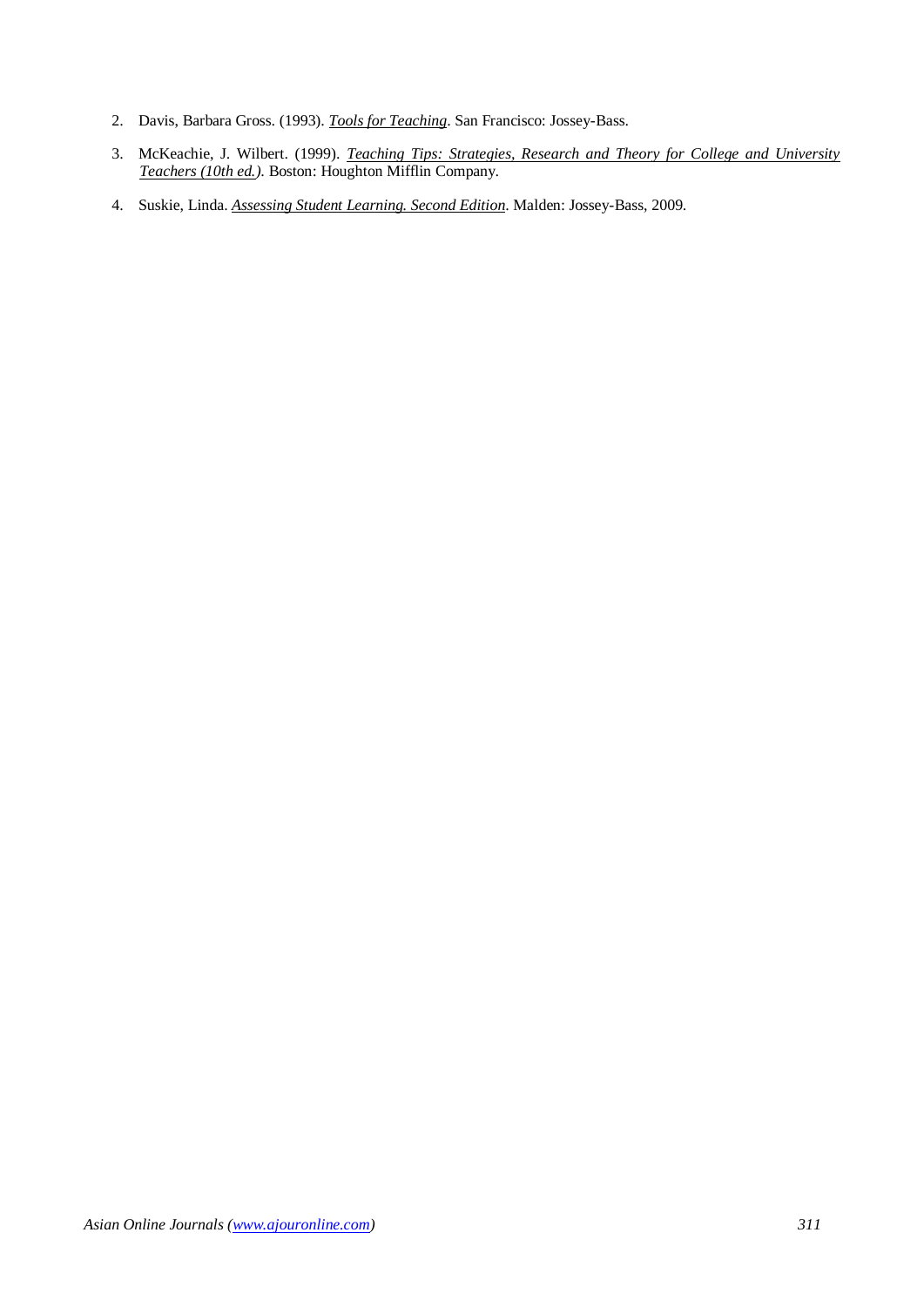2. Davis, Barbara Gross. (1993). *Tools for Teaching*. San Francisco: Jossey-Bass.

3. McKeachie, J. Wilbert. (1999). *Teaching Tips: Strategies, Research and Theory for College and University Teachers (10th ed.).* Boston: Houghton Mifflin Company.

4. Suskie, Linda. *Assessing Student Learning. Second Edition*. Malden: Jossey-Bass, 2009.